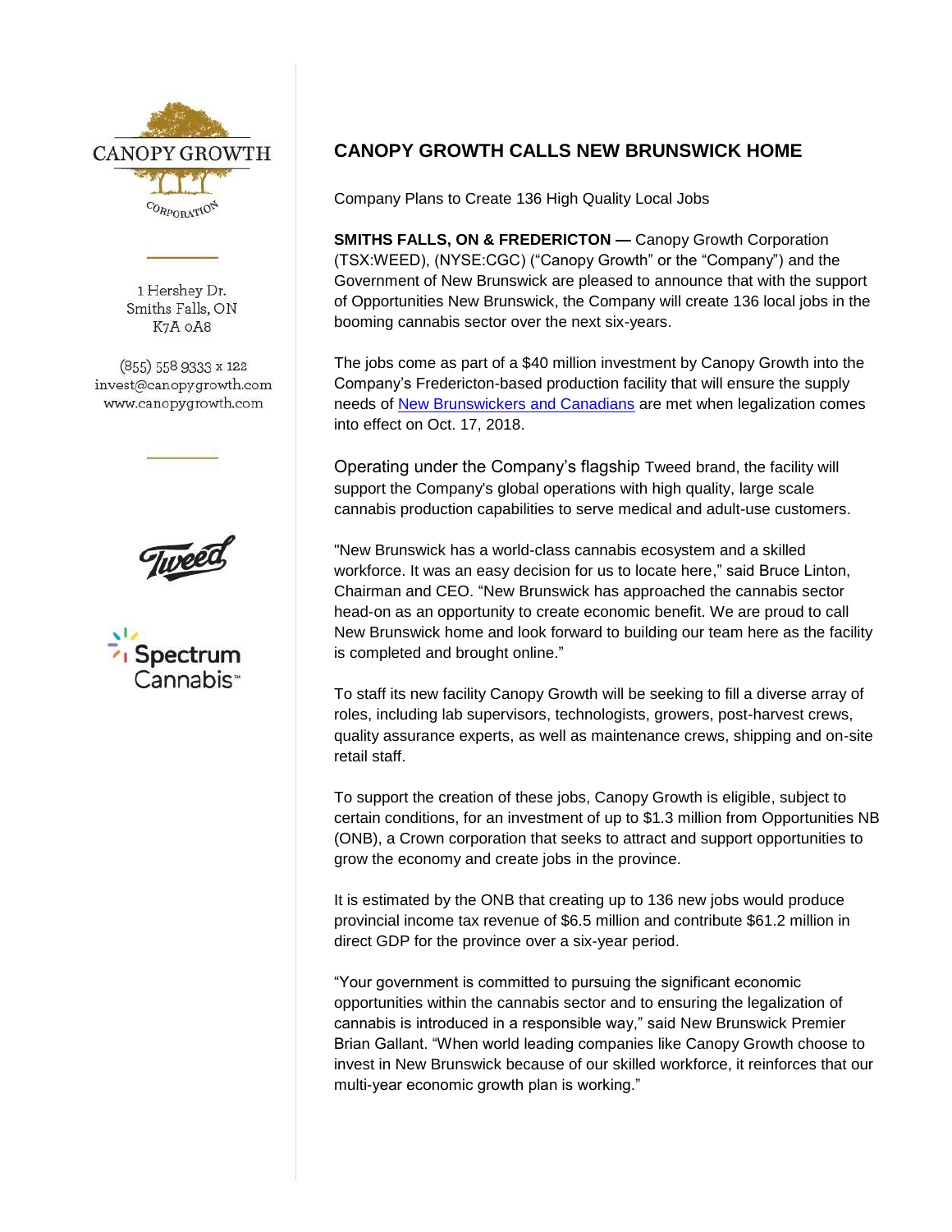CANOPY GROWTH CORPORATION

1 Hershey Dr.
Smiths Falls, ON
K7A 0A8

(855) 558 9333 x 122
invest@canopygrowth.com
www.canopygrowth.com

# CANOPY GROWTH CALLS NEW BRUNSWICK HOME

Company Plans to Create 136 High Quality Local Jobs

**SMITHS FALLS, ON & FREDERICTON —** Canopy Growth Corporation (TSX:WEED), (NYSE:CGC) ("Canopy Growth" or the "Company") and the Government of New Brunswick are pleased to announce that with the support of Opportunities New Brunswick, the Company will create 136 local jobs in the booming cannabis sector over the next six-years.

The jobs come as part of a $40 million investment by Canopy Growth into the Company's Fredericton-based production facility that will ensure the supply needs of New Brunswickers and Canadians are met when legalization comes into effect on Oct. 17, 2018.

Operating under the Company's flagship Tweed brand, the facility will support the Company's global operations with high quality, large scale cannabis production capabilities to serve medical and adult-use customers.

"New Brunswick has a world-class cannabis ecosystem and a skilled workforce. It was an easy decision for us to locate here," said Bruce Linton, Chairman and CEO. "New Brunswick has approached the cannabis sector head-on as an opportunity to create economic benefit. We are proud to call New Brunswick home and look forward to building our team here as the facility is completed and brought online."

To staff its new facility Canopy Growth will be seeking to fill a diverse array of roles, including lab supervisors, technologists, growers, post-harvest crews, quality assurance experts, as well as maintenance crews, shipping and on-site retail staff.

To support the creation of these jobs, Canopy Growth is eligible, subject to certain conditions, for an investment of up to $1.3 million from Opportunities NB (ONB), a Crown corporation that seeks to attract and support opportunities to grow the economy and create jobs in the province.

It is estimated by the ONB that creating up to 136 new jobs would produce provincial income tax revenue of $6.5 million and contribute $61.2 million in direct GDP for the province over a six-year period.

"Your government is committed to pursuing the significant economic opportunities within the cannabis sector and to ensuring the legalization of cannabis is introduced in a responsible way," said New Brunswick Premier Brian Gallant. "When world leading companies like Canopy Growth choose to invest in New Brunswick because of our skilled workforce, it reinforces that our multi-year economic growth plan is working."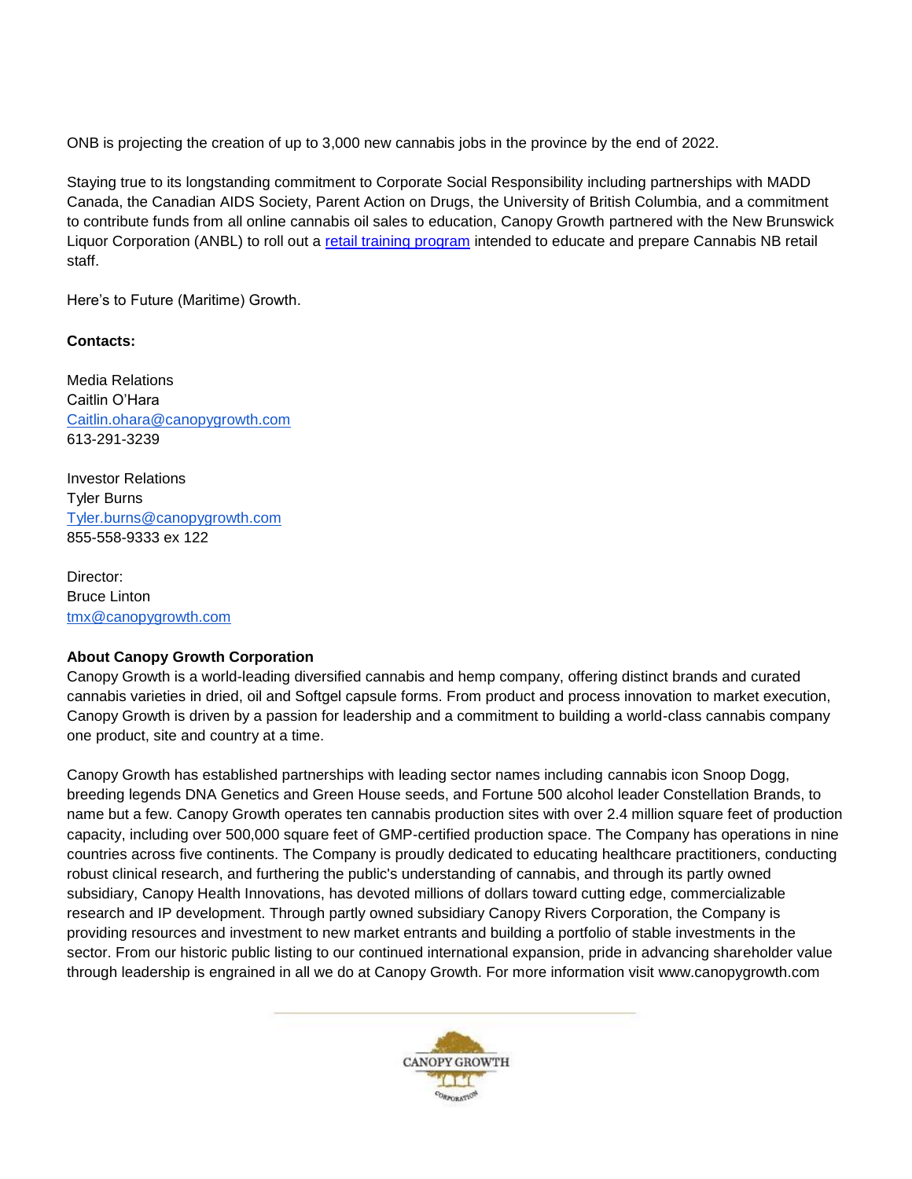ONB is projecting the creation of up to 3,000 new cannabis jobs in the province by the end of 2022.

Staying true to its longstanding commitment to Corporate Social Responsibility including partnerships with MADD Canada, the Canadian AIDS Society, Parent Action on Drugs, the University of British Columbia, and a commitment to contribute funds from all online cannabis oil sales to education, Canopy Growth partnered with the New Brunswick Liquor Corporation (ANBL) to roll out a retail training program intended to educate and prepare Cannabis NB retail staff.

Here's to Future (Maritime) Growth.

**Contacts:**

Media Relations
Caitlin O'Hara
Caitlin.ohara@canopygrowth.com
613-291-3239

Investor Relations
Tyler Burns
Tyler.burns@canopygrowth.com
855-558-9333 ex 122

Director:
Bruce Linton
tmx@canopygrowth.com

**About Canopy Growth Corporation**

Canopy Growth is a world-leading diversified cannabis and hemp company, offering distinct brands and curated cannabis varieties in dried, oil and Softgel capsule forms. From product and process innovation to market execution, Canopy Growth is driven by a passion for leadership and a commitment to building a world-class cannabis company one product, site and country at a time.

Canopy Growth has established partnerships with leading sector names including cannabis icon Snoop Dogg, breeding legends DNA Genetics and Green House seeds, and Fortune 500 alcohol leader Constellation Brands, to name but a few. Canopy Growth operates ten cannabis production sites with over 2.4 million square feet of production capacity, including over 500,000 square feet of GMP-certified production space. The Company has operations in nine countries across five continents. The Company is proudly dedicated to educating healthcare practitioners, conducting robust clinical research, and furthering the public's understanding of cannabis, and through its partly owned subsidiary, Canopy Health Innovations, has devoted millions of dollars toward cutting edge, commercializable research and IP development. Through partly owned subsidiary Canopy Rivers Corporation, the Company is providing resources and investment to new market entrants and building a portfolio of stable investments in the sector. From our historic public listing to our continued international expansion, pride in advancing shareholder value through leadership is engrained in all we do at Canopy Growth. For more information visit www.canopygrowth.com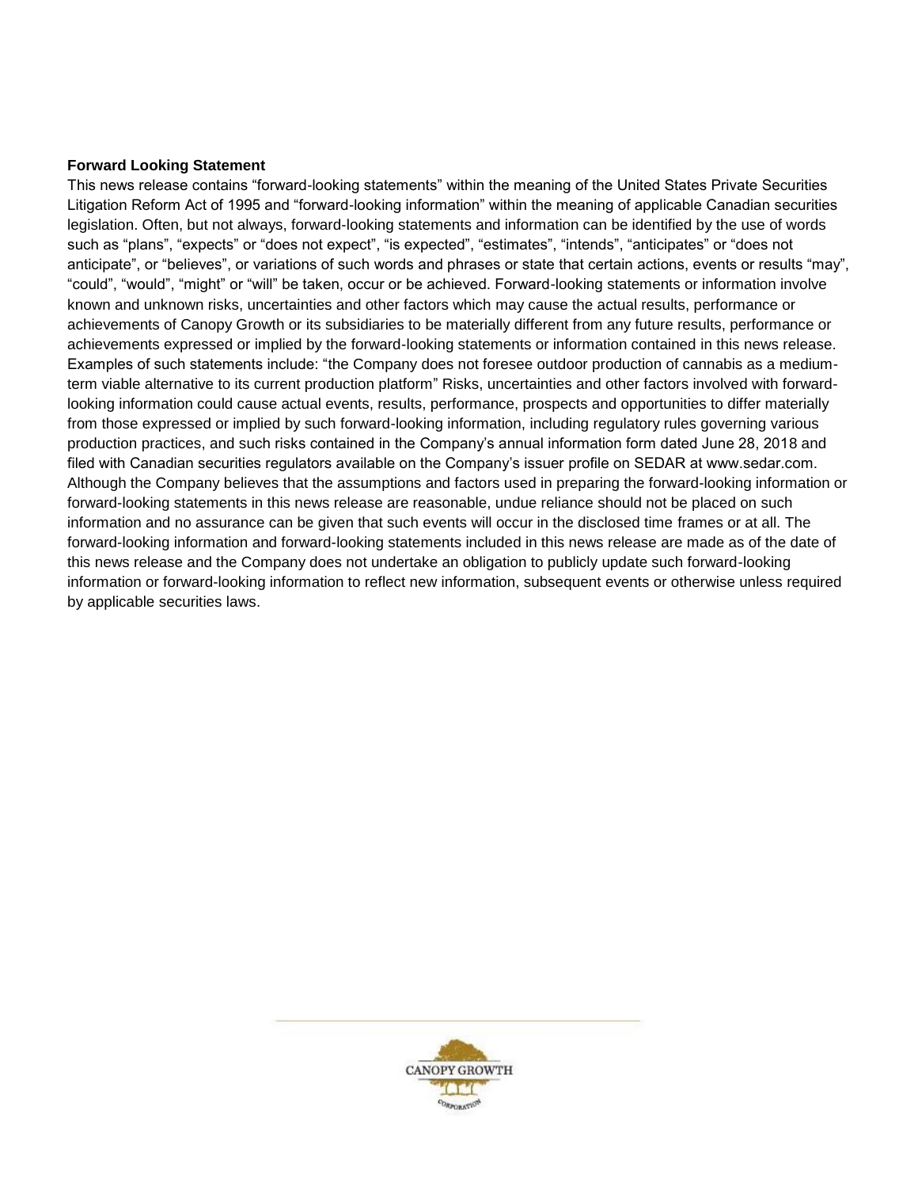**Forward Looking Statement**

This news release contains "forward-looking statements" within the meaning of the United States Private Securities Litigation Reform Act of 1995 and "forward-looking information" within the meaning of applicable Canadian securities legislation. Often, but not always, forward-looking statements and information can be identified by the use of words such as "plans", "expects" or "does not expect", "is expected", "estimates", "intends", "anticipates" or "does not anticipate", or "believes", or variations of such words and phrases or state that certain actions, events or results "may", "could", "would", "might" or "will" be taken, occur or be achieved. Forward-looking statements or information involve known and unknown risks, uncertainties and other factors which may cause the actual results, performance or achievements of Canopy Growth or its subsidiaries to be materially different from any future results, performance or achievements expressed or implied by the forward-looking statements or information contained in this news release. Examples of such statements include: "the Company does not foresee outdoor production of cannabis as a medium-term viable alternative to its current production platform" Risks, uncertainties and other factors involved with forward-looking information could cause actual events, results, performance, prospects and opportunities to differ materially from those expressed or implied by such forward-looking information, including regulatory rules governing various production practices, and such risks contained in the Company's annual information form dated June 28, 2018 and filed with Canadian securities regulators available on the Company's issuer profile on SEDAR at www.sedar.com. Although the Company believes that the assumptions and factors used in preparing the forward-looking information or forward-looking statements in this news release are reasonable, undue reliance should not be placed on such information and no assurance can be given that such events will occur in the disclosed time frames or at all. The forward-looking information and forward-looking statements included in this news release are made as of the date of this news release and the Company does not undertake an obligation to publicly update such forward-looking information or forward-looking information to reflect new information, subsequent events or otherwise unless required by applicable securities laws.